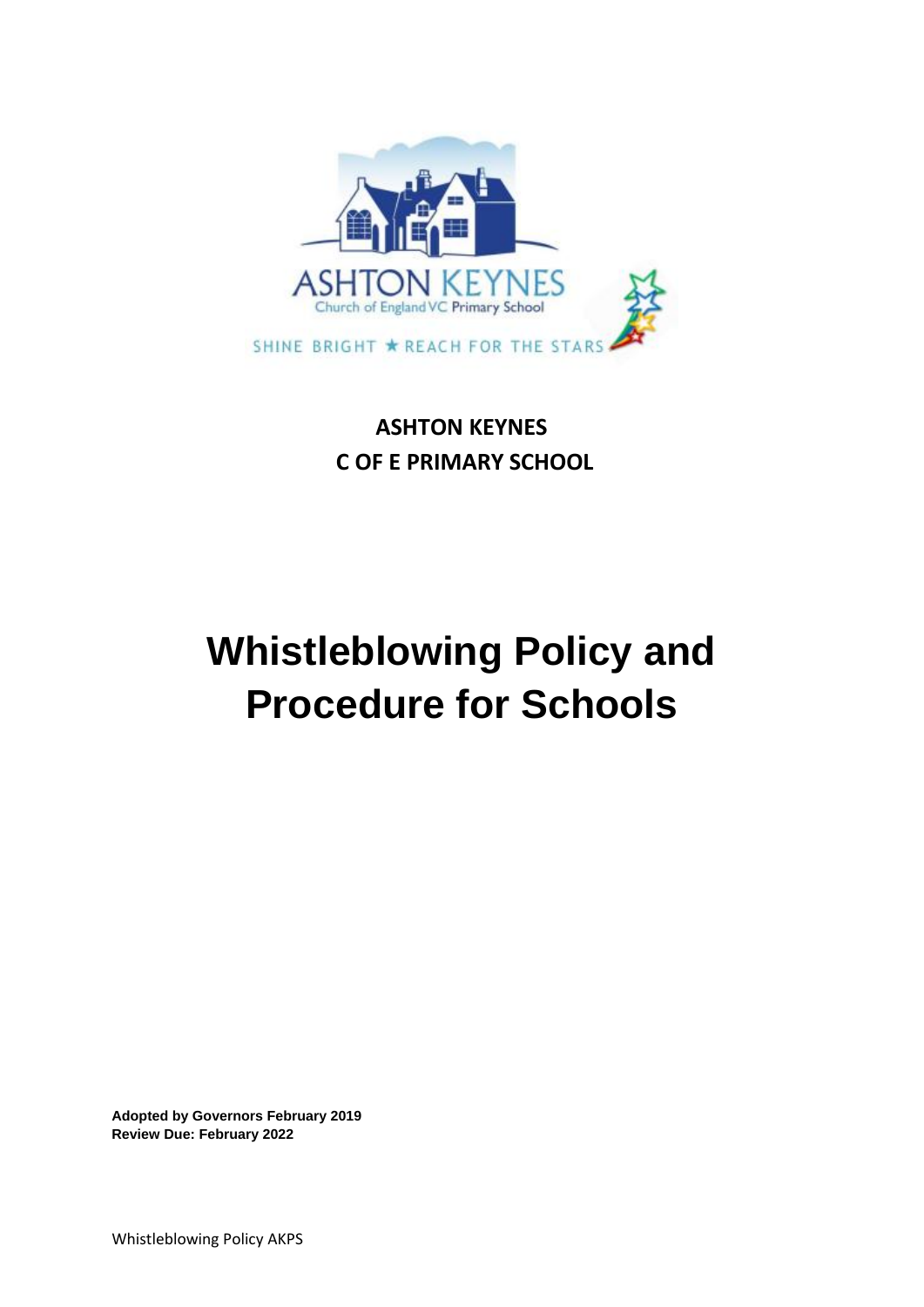ASHTON KEYNES
Church of England VC Primary School

SHINE BRIGHT ★ REACH FOR THE STARS

**ASHTON KEYNES**
**C OF E PRIMARY SCHOOL**

# Whistleblowing Policy and Procedure for Schools

**Adopted by Governors February 2019**
**Review Due: February 2022**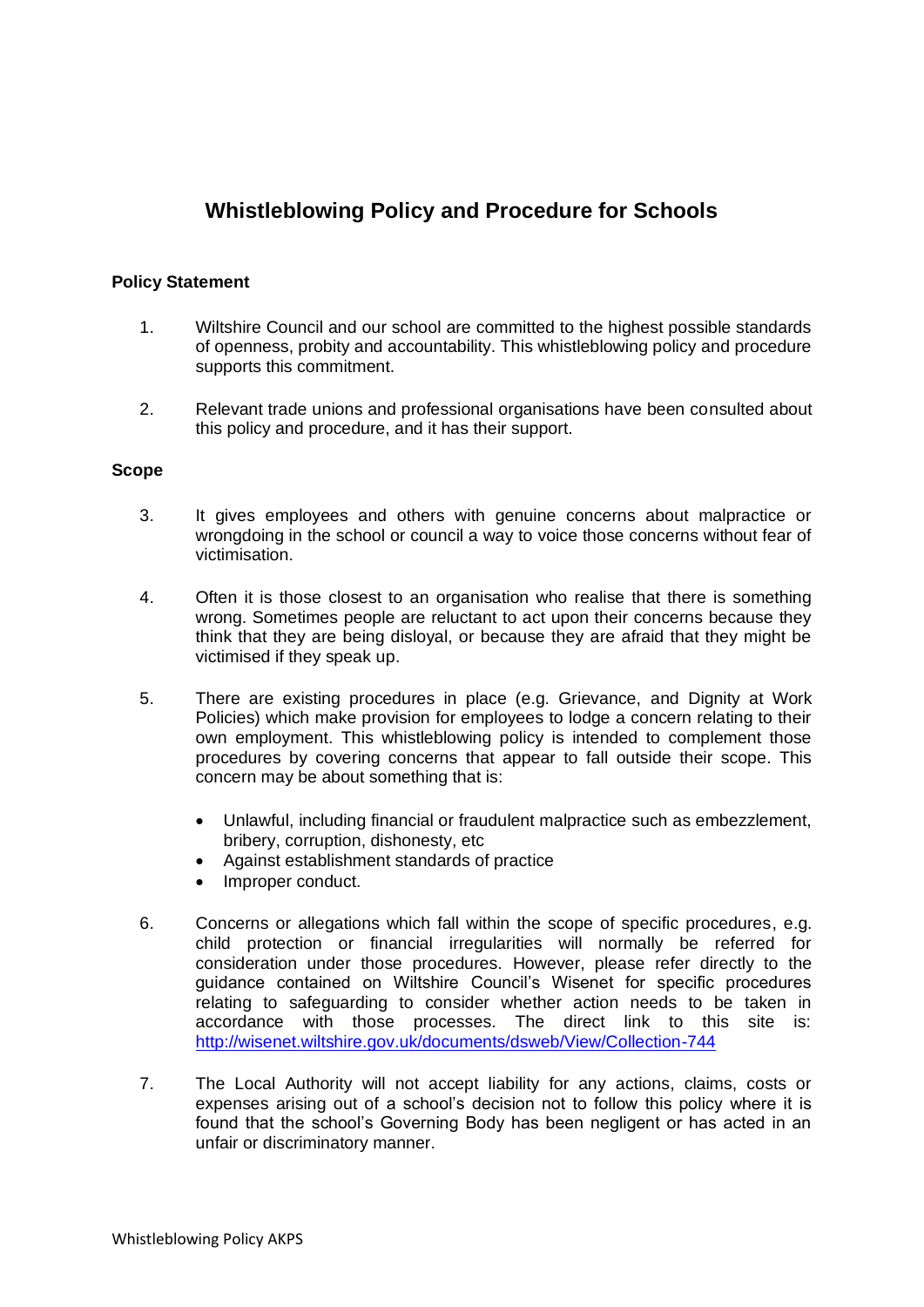# Whistleblowing Policy and Procedure for Schools

## Policy Statement

1. Wiltshire Council and our school are committed to the highest possible standards of openness, probity and accountability. This whistleblowing policy and procedure supports this commitment.

2. Relevant trade unions and professional organisations have been consulted about this policy and procedure, and it has their support.

## Scope

3. It gives employees and others with genuine concerns about malpractice or wrongdoing in the school or council a way to voice those concerns without fear of victimisation.

4. Often it is those closest to an organisation who realise that there is something wrong. Sometimes people are reluctant to act upon their concerns because they think that they are being disloyal, or because they are afraid that they might be victimised if they speak up.

5. There are existing procedures in place (e.g. Grievance, and Dignity at Work Policies) which make provision for employees to lodge a concern relating to their own employment. This whistleblowing policy is intended to complement those procedures by covering concerns that appear to fall outside their scope. This concern may be about something that is:

   - Unlawful, including financial or fraudulent malpractice such as embezzlement, bribery, corruption, dishonesty, etc
   - Against establishment standards of practice
   - Improper conduct.

6. Concerns or allegations which fall within the scope of specific procedures, e.g. child protection or financial irregularities will normally be referred for consideration under those procedures. However, please refer directly to the guidance contained on Wiltshire Council's Wisenet for specific procedures relating to safeguarding to consider whether action needs to be taken in accordance with those processes. The direct link to this site is: http://wisenet.wiltshire.gov.uk/documents/dsweb/View/Collection-744

7. The Local Authority will not accept liability for any actions, claims, costs or expenses arising out of a school's decision not to follow this policy where it is found that the school's Governing Body has been negligent or has acted in an unfair or discriminatory manner.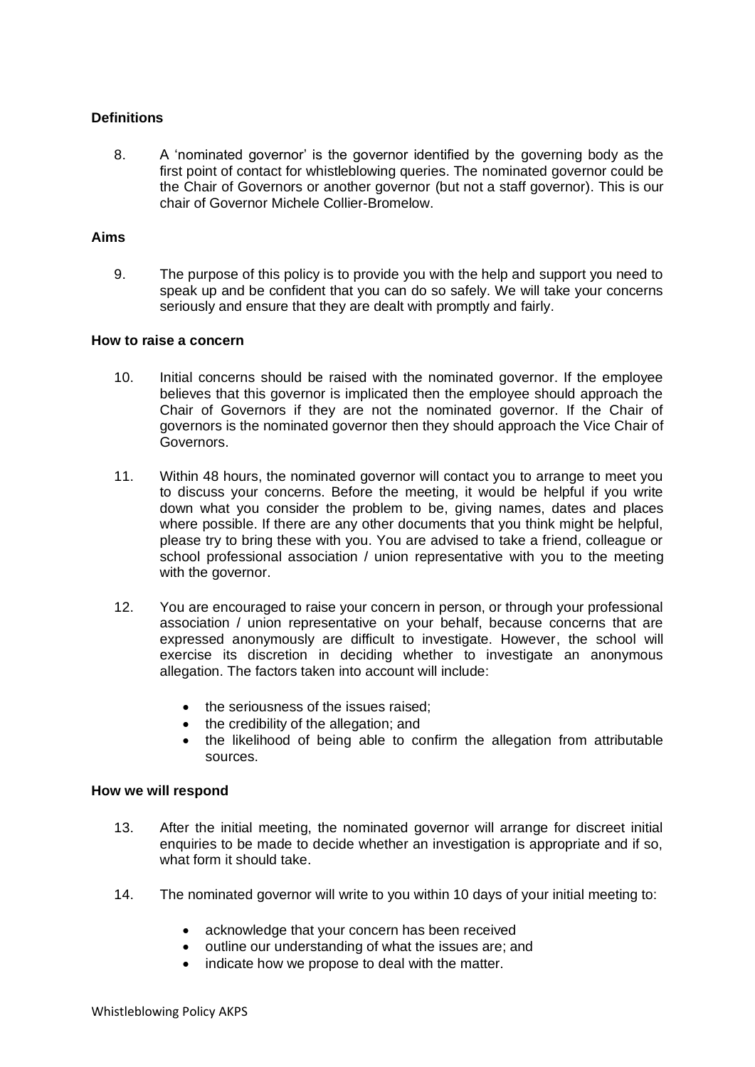**Definitions**

8. A 'nominated governor' is the governor identified by the governing body as the first point of contact for whistleblowing queries. The nominated governor could be the Chair of Governors or another governor (but not a staff governor). This is our chair of Governor Michele Collier-Bromelow.

**Aims**

9. The purpose of this policy is to provide you with the help and support you need to speak up and be confident that you can do so safely. We will take your concerns seriously and ensure that they are dealt with promptly and fairly.

**How to raise a concern**

10. Initial concerns should be raised with the nominated governor. If the employee believes that this governor is implicated then the employee should approach the Chair of Governors if they are not the nominated governor. If the Chair of governors is the nominated governor then they should approach the Vice Chair of Governors.

11. Within 48 hours, the nominated governor will contact you to arrange to meet you to discuss your concerns. Before the meeting, it would be helpful if you write down what you consider the problem to be, giving names, dates and places where possible. If there are any other documents that you think might be helpful, please try to bring these with you. You are advised to take a friend, colleague or school professional association / union representative with you to the meeting with the governor.

12. You are encouraged to raise your concern in person, or through your professional association / union representative on your behalf, because concerns that are expressed anonymously are difficult to investigate. However, the school will exercise its discretion in deciding whether to investigate an anonymous allegation. The factors taken into account will include:

    - the seriousness of the issues raised;
    - the credibility of the allegation; and
    - the likelihood of being able to confirm the allegation from attributable sources.

**How we will respond**

13. After the initial meeting, the nominated governor will arrange for discreet initial enquiries to be made to decide whether an investigation is appropriate and if so, what form it should take.

14. The nominated governor will write to you within 10 days of your initial meeting to:

    - acknowledge that your concern has been received
    - outline our understanding of what the issues are; and
    - indicate how we propose to deal with the matter.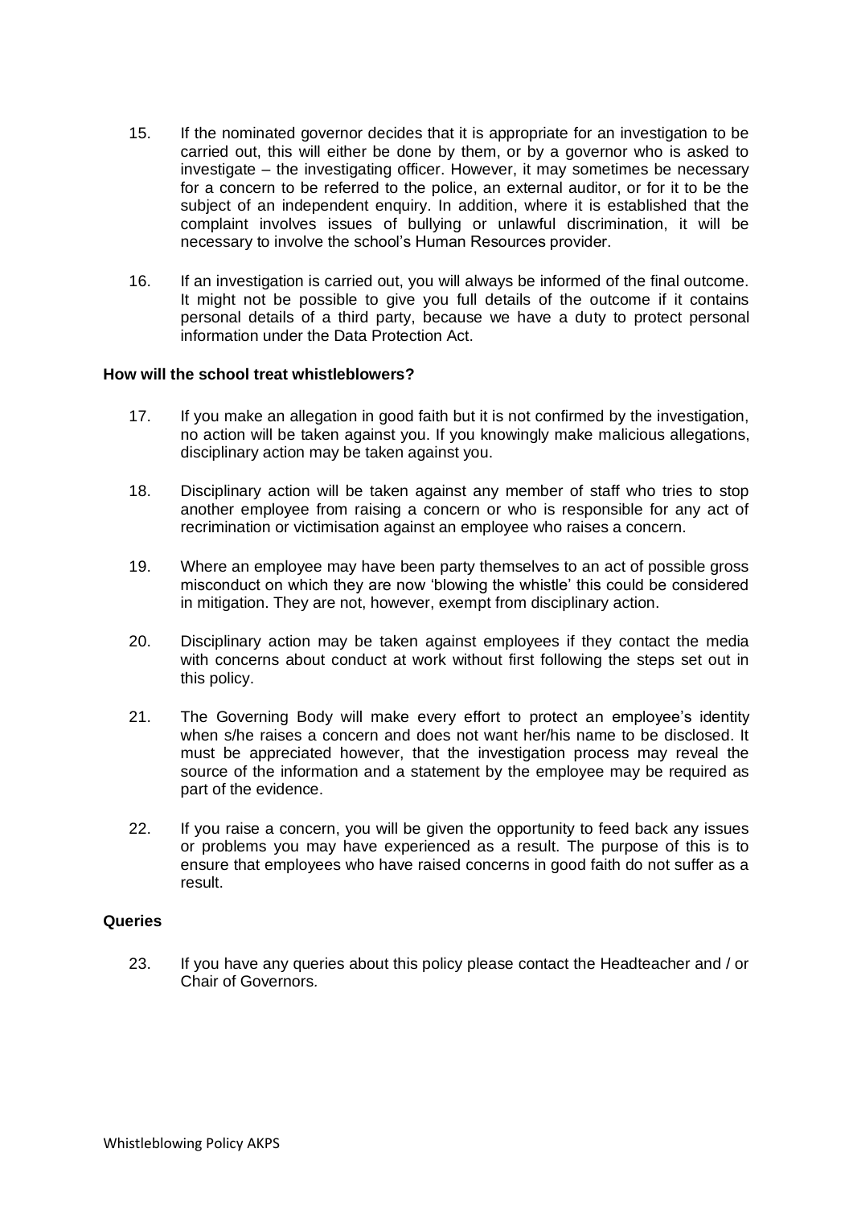15. If the nominated governor decides that it is appropriate for an investigation to be carried out, this will either be done by them, or by a governor who is asked to investigate – the investigating officer. However, it may sometimes be necessary for a concern to be referred to the police, an external auditor, or for it to be the subject of an independent enquiry. In addition, where it is established that the complaint involves issues of bullying or unlawful discrimination, it will be necessary to involve the school's Human Resources provider.

16. If an investigation is carried out, you will always be informed of the final outcome. It might not be possible to give you full details of the outcome if it contains personal details of a third party, because we have a duty to protect personal information under the Data Protection Act.

**How will the school treat whistleblowers?**

17. If you make an allegation in good faith but it is not confirmed by the investigation, no action will be taken against you. If you knowingly make malicious allegations, disciplinary action may be taken against you.

18. Disciplinary action will be taken against any member of staff who tries to stop another employee from raising a concern or who is responsible for any act of recrimination or victimisation against an employee who raises a concern.

19. Where an employee may have been party themselves to an act of possible gross misconduct on which they are now 'blowing the whistle' this could be considered in mitigation. They are not, however, exempt from disciplinary action.

20. Disciplinary action may be taken against employees if they contact the media with concerns about conduct at work without first following the steps set out in this policy.

21. The Governing Body will make every effort to protect an employee's identity when s/he raises a concern and does not want her/his name to be disclosed. It must be appreciated however, that the investigation process may reveal the source of the information and a statement by the employee may be required as part of the evidence.

22. If you raise a concern, you will be given the opportunity to feed back any issues or problems you may have experienced as a result. The purpose of this is to ensure that employees who have raised concerns in good faith do not suffer as a result.

**Queries**

23. If you have any queries about this policy please contact the Headteacher and / or Chair of Governors.